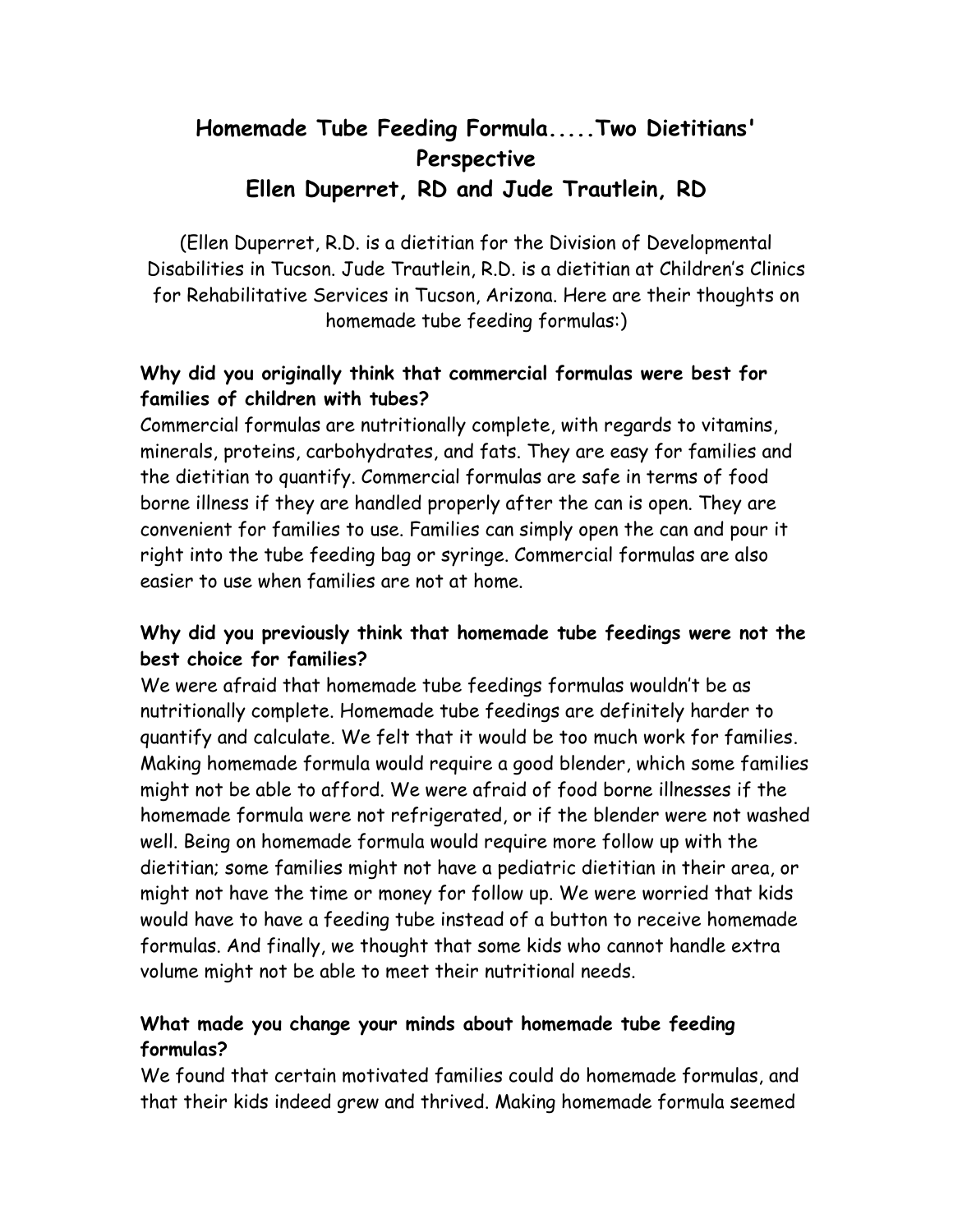# Homemade Tube Feeding Formula.....Two Dietitians' Perspective

## Ellen Duperret, RD and Jude Trautlein, RD

(Ellen Duperret, R.D. is a dietitian for the Division of Developmental Disabilities in Tucson. Jude Trautlein, R.D. is a dietitian at Children's Clinics for Rehabilitative Services in Tucson, Arizona. Here are their thoughts on homemade tube feeding formulas:)

### Why did you originally think that commercial formulas were best for families of children with tubes?

Commercial formulas are nutritionally complete, with regards to vitamins, minerals, proteins, carbohydrates, and fats. They are easy for families and the dietitian to quantify. Commercial formulas are safe in terms of food borne illness if they are handled properly after the can is open. They are convenient for families to use. Families can simply open the can and pour it right into the tube feeding bag or syringe. Commercial formulas are also easier to use when families are not at home.

### Why did you previously think that homemade tube feedings were not the best choice for families?

We were afraid that homemade tube feedings formulas wouldn't be as nutritionally complete. Homemade tube feedings are definitely harder to quantify and calculate. We felt that it would be too much work for families. Making homemade formula would require a good blender, which some families might not be able to afford. We were afraid of food borne illnesses if the homemade formula were not refrigerated, or if the blender were not washed well. Being on homemade formula would require more follow up with the dietitian; some families might not have a pediatric dietitian in their area, or might not have the time or money for follow up. We were worried that kids would have to have a feeding tube instead of a button to receive homemade formulas. And finally, we thought that some kids who cannot handle extra volume might not be able to meet their nutritional needs.

### What made you change your minds about homemade tube feeding formulas?

We found that certain motivated families could do homemade formulas, and that their kids indeed grew and thrived. Making homemade formula seemed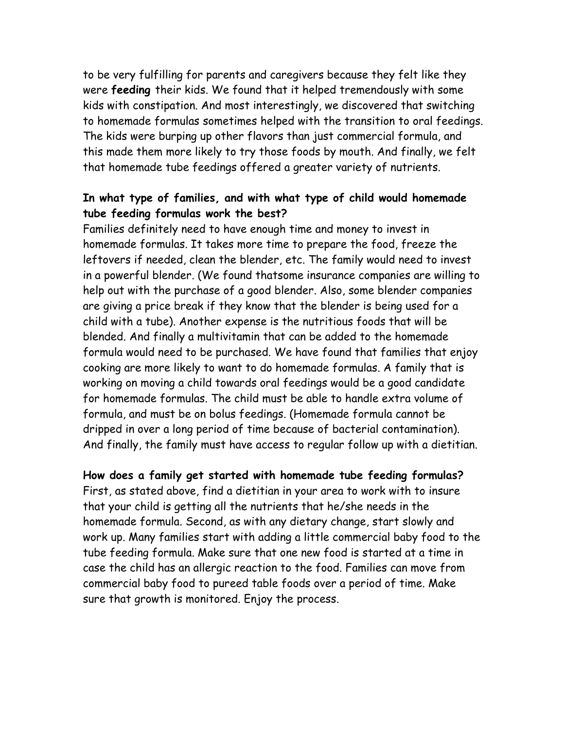to be very fulfilling for parents and caregivers because they felt like they were **feeding** their kids. We found that it helped tremendously with some kids with constipation. And most interestingly, we discovered that switching to homemade formulas sometimes helped with the transition to oral feedings. The kids were burping up other flavors than just commercial formula, and this made them more likely to try those foods by mouth. And finally, we felt that homemade tube feedings offered a greater variety of nutrients.

**In what type of families, and with what type of child would homemade tube feeding formulas work the best?**

Families definitely need to have enough time and money to invest in homemade formulas. It takes more time to prepare the food, freeze the leftovers if needed, clean the blender, etc. The family would need to invest in a powerful blender. (We found thatsome insurance companies are willing to help out with the purchase of a good blender. Also, some blender companies are giving a price break if they know that the blender is being used for a child with a tube). Another expense is the nutritious foods that will be blended. And finally a multivitamin that can be added to the homemade formula would need to be purchased. We have found that families that enjoy cooking are more likely to want to do homemade formulas. A family that is working on moving a child towards oral feedings would be a good candidate for homemade formulas. The child must be able to handle extra volume of formula, and must be on bolus feedings. (Homemade formula cannot be dripped in over a long period of time because of bacterial contamination). And finally, the family must have access to regular follow up with a dietitian.

**How does a family get started with homemade tube feeding formulas?**

First, as stated above, find a dietitian in your area to work with to insure that your child is getting all the nutrients that he/she needs in the homemade formula. Second, as with any dietary change, start slowly and work up. Many families start with adding a little commercial baby food to the tube feeding formula. Make sure that one new food is started at a time in case the child has an allergic reaction to the food. Families can move from commercial baby food to pureed table foods over a period of time. Make sure that growth is monitored. Enjoy the process.